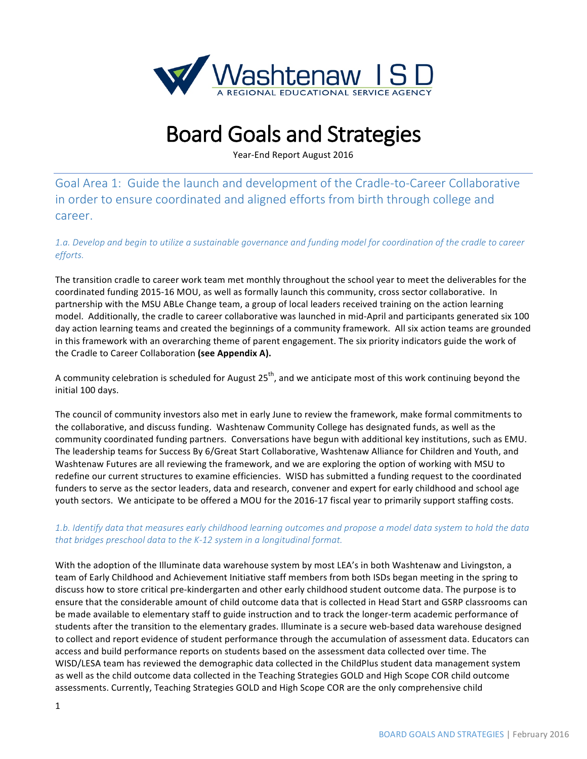Washtenaw ISD
A REGIONAL EDUCATIONAL SERVICE AGENCY

# Board Goals and Strategies

Year-End Report August 2016

## Goal Area 1: Guide the launch and development of the Cradle-to-Career Collaborative in order to ensure coordinated and aligned efforts from birth through college and career.

### *1.a. Develop and begin to utilize a sustainable governance and funding model for coordination of the cradle to career efforts.*

The transition cradle to career work team met monthly throughout the school year to meet the deliverables for the coordinated funding 2015-16 MOU, as well as formally launch this community, cross sector collaborative. In partnership with the MSU ABLe Change team, a group of local leaders received training on the action learning model. Additionally, the cradle to career collaborative was launched in mid-April and participants generated six 100 day action learning teams and created the beginnings of a community framework. All six action teams are grounded in this framework with an overarching theme of parent engagement. The six priority indicators guide the work of the Cradle to Career Collaboration **(see Appendix A).**

A community celebration is scheduled for August 25th, and we anticipate most of this work continuing beyond the initial 100 days.

The council of community investors also met in early June to review the framework, make formal commitments to the collaborative, and discuss funding. Washtenaw Community College has designated funds, as well as the community coordinated funding partners. Conversations have begun with additional key institutions, such as EMU. The leadership teams for Success By 6/Great Start Collaborative, Washtenaw Alliance for Children and Youth, and Washtenaw Futures are all reviewing the framework, and we are exploring the option of working with MSU to redefine our current structures to examine efficiencies. WISD has submitted a funding request to the coordinated funders to serve as the sector leaders, data and research, convener and expert for early childhood and school age youth sectors. We anticipate to be offered a MOU for the 2016-17 fiscal year to primarily support staffing costs.

### *1.b. Identify data that measures early childhood learning outcomes and propose a model data system to hold the data that bridges preschool data to the K-12 system in a longitudinal format.*

With the adoption of the Illuminate data warehouse system by most LEA's in both Washtenaw and Livingston, a team of Early Childhood and Achievement Initiative staff members from both ISDs began meeting in the spring to discuss how to store critical pre-kindergarten and other early childhood student outcome data. The purpose is to ensure that the considerable amount of child outcome data that is collected in Head Start and GSRP classrooms can be made available to elementary staff to guide instruction and to track the longer-term academic performance of students after the transition to the elementary grades. Illuminate is a secure web-based data warehouse designed to collect and report evidence of student performance through the accumulation of assessment data. Educators can access and build performance reports on students based on the assessment data collected over time. The WISD/LESA team has reviewed the demographic data collected in the ChildPlus student data management system as well as the child outcome data collected in the Teaching Strategies GOLD and High Scope COR child outcome assessments. Currently, Teaching Strategies GOLD and High Scope COR are the only comprehensive child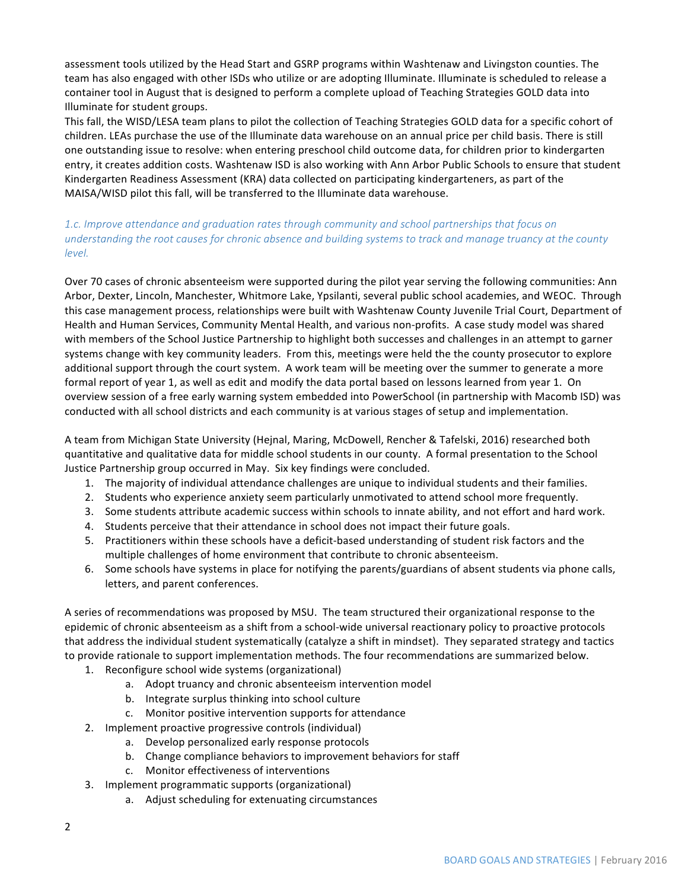assessment tools utilized by the Head Start and GSRP programs within Washtenaw and Livingston counties. The team has also engaged with other ISDs who utilize or are adopting Illuminate. Illuminate is scheduled to release a container tool in August that is designed to perform a complete upload of Teaching Strategies GOLD data into Illuminate for student groups.

This fall, the WISD/LESA team plans to pilot the collection of Teaching Strategies GOLD data for a specific cohort of children. LEAs purchase the use of the Illuminate data warehouse on an annual price per child basis. There is still one outstanding issue to resolve: when entering preschool child outcome data, for children prior to kindergarten entry, it creates addition costs. Washtenaw ISD is also working with Ann Arbor Public Schools to ensure that student Kindergarten Readiness Assessment (KRA) data collected on participating kindergarteners, as part of the MAISA/WISD pilot this fall, will be transferred to the Illuminate data warehouse.

*1.c. Improve attendance and graduation rates through community and school partnerships that focus on understanding the root causes for chronic absence and building systems to track and manage truancy at the county level.*

Over 70 cases of chronic absenteeism were supported during the pilot year serving the following communities: Ann Arbor, Dexter, Lincoln, Manchester, Whitmore Lake, Ypsilanti, several public school academies, and WEOC. Through this case management process, relationships were built with Washtenaw County Juvenile Trial Court, Department of Health and Human Services, Community Mental Health, and various non-profits. A case study model was shared with members of the School Justice Partnership to highlight both successes and challenges in an attempt to garner systems change with key community leaders. From this, meetings were held the the county prosecutor to explore additional support through the court system. A work team will be meeting over the summer to generate a more formal report of year 1, as well as edit and modify the data portal based on lessons learned from year 1. On overview session of a free early warning system embedded into PowerSchool (in partnership with Macomb ISD) was conducted with all school districts and each community is at various stages of setup and implementation.

A team from Michigan State University (Hejnal, Maring, McDowell, Rencher & Tafelski, 2016) researched both quantitative and qualitative data for middle school students in our county. A formal presentation to the School Justice Partnership group occurred in May. Six key findings were concluded.

1. The majority of individual attendance challenges are unique to individual students and their families.
2. Students who experience anxiety seem particularly unmotivated to attend school more frequently.
3. Some students attribute academic success within schools to innate ability, and not effort and hard work.
4. Students perceive that their attendance in school does not impact their future goals.
5. Practitioners within these schools have a deficit-based understanding of student risk factors and the multiple challenges of home environment that contribute to chronic absenteeism.
6. Some schools have systems in place for notifying the parents/guardians of absent students via phone calls, letters, and parent conferences.

A series of recommendations was proposed by MSU. The team structured their organizational response to the epidemic of chronic absenteeism as a shift from a school-wide universal reactionary policy to proactive protocols that address the individual student systematically (catalyze a shift in mindset). They separated strategy and tactics to provide rationale to support implementation methods. The four recommendations are summarized below.

1. Reconfigure school wide systems (organizational)
   a. Adopt truancy and chronic absenteeism intervention model
   b. Integrate surplus thinking into school culture
   c. Monitor positive intervention supports for attendance
2. Implement proactive progressive controls (individual)
   a. Develop personalized early response protocols
   b. Change compliance behaviors to improvement behaviors for staff
   c. Monitor effectiveness of interventions
3. Implement programmatic supports (organizational)
   a. Adjust scheduling for extenuating circumstances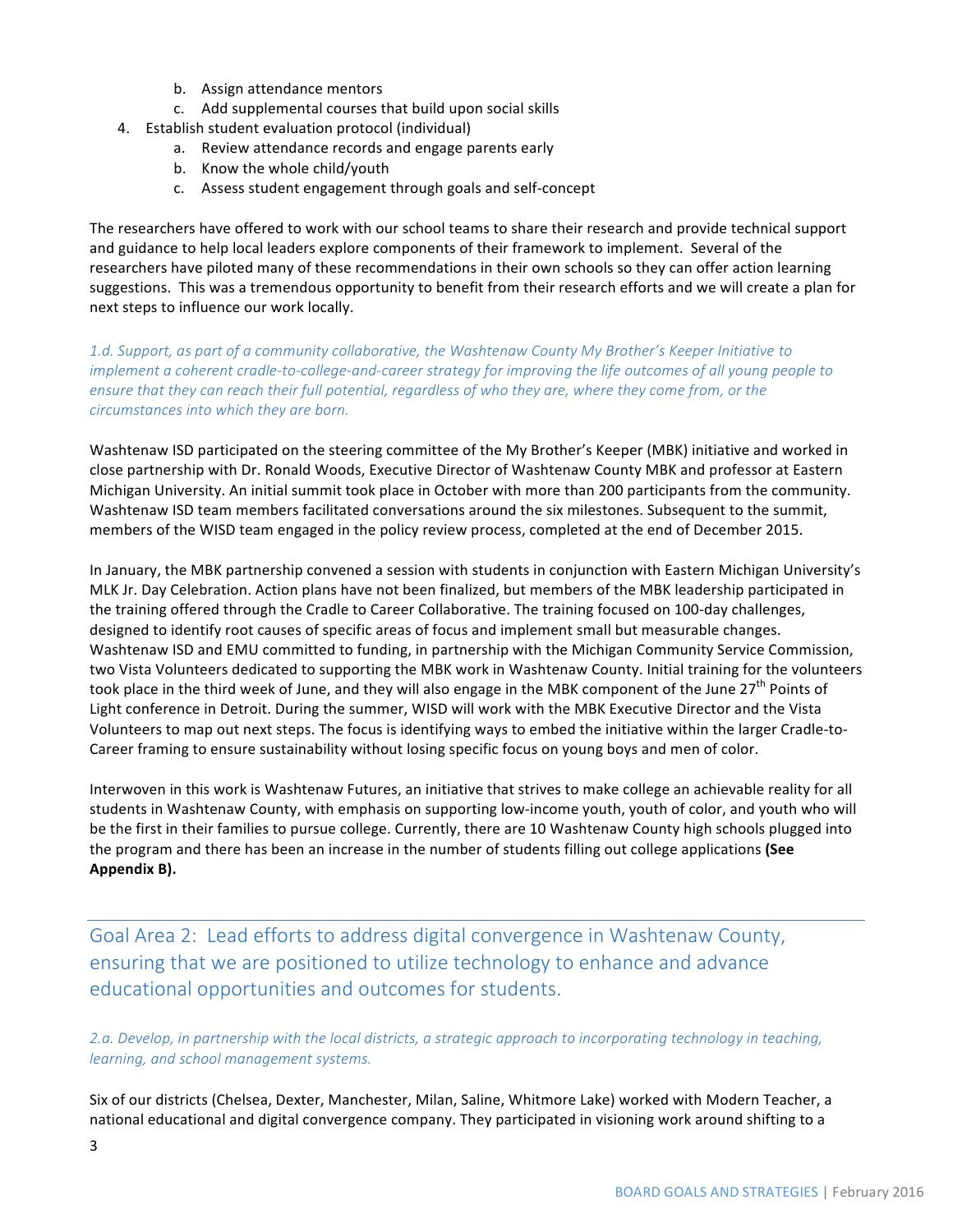b. Assign attendance mentors
   c. Add supplemental courses that build upon social skills
4. Establish student evaluation protocol (individual)
   a. Review attendance records and engage parents early
   b. Know the whole child/youth
   c. Assess student engagement through goals and self-concept

The researchers have offered to work with our school teams to share their research and provide technical support and guidance to help local leaders explore components of their framework to implement. Several of the researchers have piloted many of these recommendations in their own schools so they can offer action learning suggestions. This was a tremendous opportunity to benefit from their research efforts and we will create a plan for next steps to influence our work locally.

*1.d. Support, as part of a community collaborative, the Washtenaw County My Brother's Keeper Initiative to implement a coherent cradle-to-college-and-career strategy for improving the life outcomes of all young people to ensure that they can reach their full potential, regardless of who they are, where they come from, or the circumstances into which they are born.*

Washtenaw ISD participated on the steering committee of the My Brother's Keeper (MBK) initiative and worked in close partnership with Dr. Ronald Woods, Executive Director of Washtenaw County MBK and professor at Eastern Michigan University. An initial summit took place in October with more than 200 participants from the community. Washtenaw ISD team members facilitated conversations around the six milestones. Subsequent to the summit, members of the WISD team engaged in the policy review process, completed at the end of December 2015.

In January, the MBK partnership convened a session with students in conjunction with Eastern Michigan University's MLK Jr. Day Celebration. Action plans have not been finalized, but members of the MBK leadership participated in the training offered through the Cradle to Career Collaborative. The training focused on 100-day challenges, designed to identify root causes of specific areas of focus and implement small but measurable changes. Washtenaw ISD and EMU committed to funding, in partnership with the Michigan Community Service Commission, two Vista Volunteers dedicated to supporting the MBK work in Washtenaw County. Initial training for the volunteers took place in the third week of June, and they will also engage in the MBK component of the June 27th Points of Light conference in Detroit. During the summer, WISD will work with the MBK Executive Director and the Vista Volunteers to map out next steps. The focus is identifying ways to embed the initiative within the larger Cradle-to-Career framing to ensure sustainability without losing specific focus on young boys and men of color.

Interwoven in this work is Washtenaw Futures, an initiative that strives to make college an achievable reality for all students in Washtenaw County, with emphasis on supporting low-income youth, youth of color, and youth who will be the first in their families to pursue college. Currently, there are 10 Washtenaw County high schools plugged into the program and there has been an increase in the number of students filling out college applications **(See Appendix B).**

## Goal Area 2: Lead efforts to address digital convergence in Washtenaw County, ensuring that we are positioned to utilize technology to enhance and advance educational opportunities and outcomes for students.

*2.a. Develop, in partnership with the local districts, a strategic approach to incorporating technology in teaching, learning, and school management systems.*

Six of our districts (Chelsea, Dexter, Manchester, Milan, Saline, Whitmore Lake) worked with Modern Teacher, a national educational and digital convergence company. They participated in visioning work around shifting to a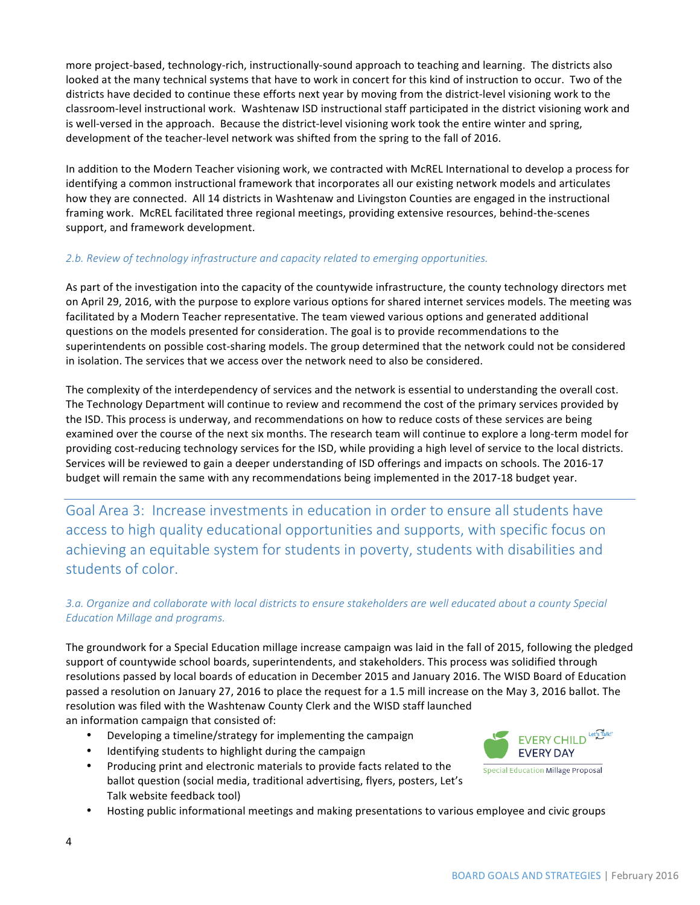more project-based, technology-rich, instructionally-sound approach to teaching and learning. The districts also looked at the many technical systems that have to work in concert for this kind of instruction to occur. Two of the districts have decided to continue these efforts next year by moving from the district-level visioning work to the classroom-level instructional work. Washtenaw ISD instructional staff participated in the district visioning work and is well-versed in the approach. Because the district-level visioning work took the entire winter and spring, development of the teacher-level network was shifted from the spring to the fall of 2016.

In addition to the Modern Teacher visioning work, we contracted with McREL International to develop a process for identifying a common instructional framework that incorporates all our existing network models and articulates how they are connected. All 14 districts in Washtenaw and Livingston Counties are engaged in the instructional framing work. McREL facilitated three regional meetings, providing extensive resources, behind-the-scenes support, and framework development.

*2.b. Review of technology infrastructure and capacity related to emerging opportunities.*

As part of the investigation into the capacity of the countywide infrastructure, the county technology directors met on April 29, 2016, with the purpose to explore various options for shared internet services models. The meeting was facilitated by a Modern Teacher representative. The team viewed various options and generated additional questions on the models presented for consideration. The goal is to provide recommendations to the superintendents on possible cost-sharing models. The group determined that the network could not be considered in isolation. The services that we access over the network need to also be considered.

The complexity of the interdependency of services and the network is essential to understanding the overall cost. The Technology Department will continue to review and recommend the cost of the primary services provided by the ISD. This process is underway, and recommendations on how to reduce costs of these services are being examined over the course of the next six months. The research team will continue to explore a long-term model for providing cost-reducing technology services for the ISD, while providing a high level of service to the local districts. Services will be reviewed to gain a deeper understanding of ISD offerings and impacts on schools. The 2016-17 budget will remain the same with any recommendations being implemented in the 2017-18 budget year.

## Goal Area 3: Increase investments in education in order to ensure all students have access to high quality educational opportunities and supports, with specific focus on achieving an equitable system for students in poverty, students with disabilities and students of color.

*3.a. Organize and collaborate with local districts to ensure stakeholders are well educated about a county Special Education Millage and programs.*

The groundwork for a Special Education millage increase campaign was laid in the fall of 2015, following the pledged support of countywide school boards, superintendents, and stakeholders. This process was solidified through resolutions passed by local boards of education in December 2015 and January 2016. The WISD Board of Education passed a resolution on January 27, 2016 to place the request for a 1.5 mill increase on the May 3, 2016 ballot. The resolution was filed with the Washtenaw County Clerk and the WISD staff launched an information campaign that consisted of:

- Developing a timeline/strategy for implementing the campaign
- Identifying students to highlight during the campaign
- Producing print and electronic materials to provide facts related to the ballot question (social media, traditional advertising, flyers, posters, Let's Talk website feedback tool)
- Hosting public informational meetings and making presentations to various employee and civic groups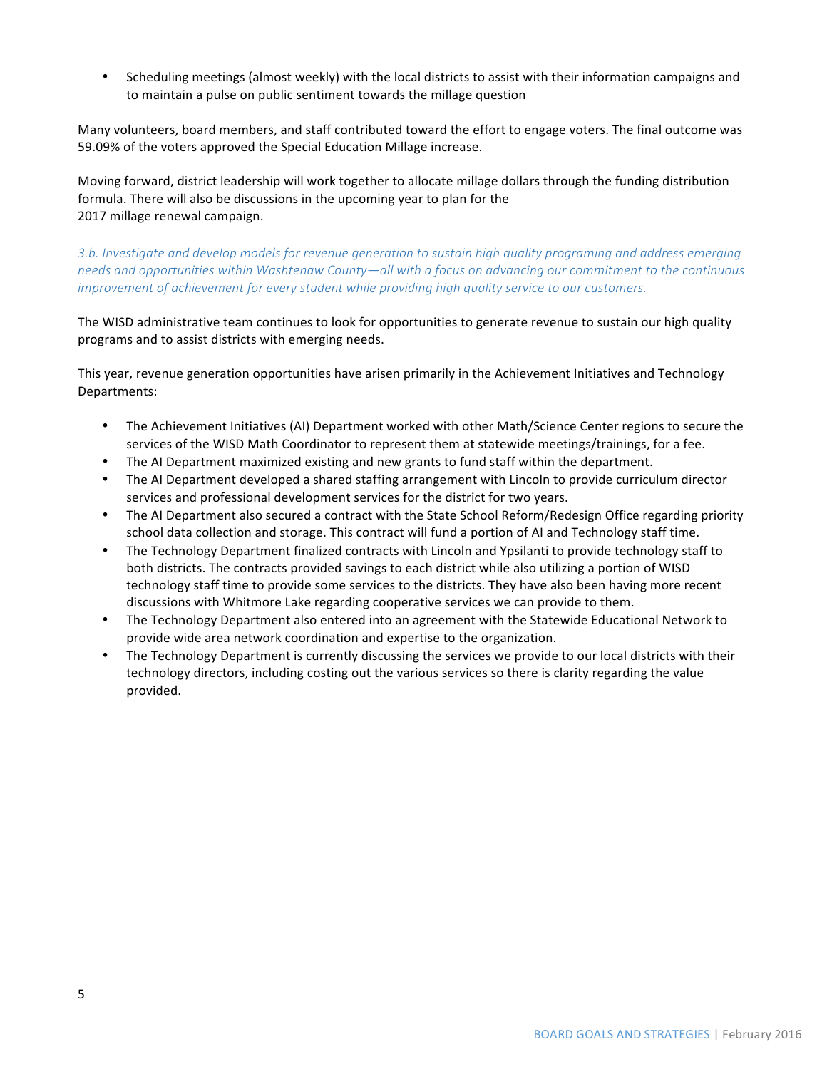- Scheduling meetings (almost weekly) with the local districts to assist with their information campaigns and to maintain a pulse on public sentiment towards the millage question

Many volunteers, board members, and staff contributed toward the effort to engage voters. The final outcome was 59.09% of the voters approved the Special Education Millage increase.

Moving forward, district leadership will work together to allocate millage dollars through the funding distribution formula. There will also be discussions in the upcoming year to plan for the 2017 millage renewal campaign.

*3.b. Investigate and develop models for revenue generation to sustain high quality programing and address emerging needs and opportunities within Washtenaw County—all with a focus on advancing our commitment to the continuous improvement of achievement for every student while providing high quality service to our customers.*

The WISD administrative team continues to look for opportunities to generate revenue to sustain our high quality programs and to assist districts with emerging needs.

This year, revenue generation opportunities have arisen primarily in the Achievement Initiatives and Technology Departments:

- The Achievement Initiatives (AI) Department worked with other Math/Science Center regions to secure the services of the WISD Math Coordinator to represent them at statewide meetings/trainings, for a fee.
- The AI Department maximized existing and new grants to fund staff within the department.
- The AI Department developed a shared staffing arrangement with Lincoln to provide curriculum director services and professional development services for the district for two years.
- The AI Department also secured a contract with the State School Reform/Redesign Office regarding priority school data collection and storage. This contract will fund a portion of AI and Technology staff time.
- The Technology Department finalized contracts with Lincoln and Ypsilanti to provide technology staff to both districts. The contracts provided savings to each district while also utilizing a portion of WISD technology staff time to provide some services to the districts. They have also been having more recent discussions with Whitmore Lake regarding cooperative services we can provide to them.
- The Technology Department also entered into an agreement with the Statewide Educational Network to provide wide area network coordination and expertise to the organization.
- The Technology Department is currently discussing the services we provide to our local districts with their technology directors, including costing out the various services so there is clarity regarding the value provided.